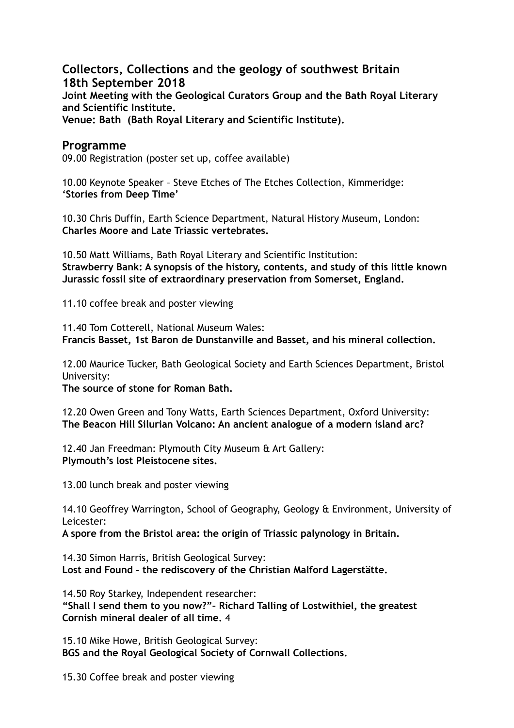## Collectors, Collections and the geology of southwest Britain
## 18th September 2018

**Joint Meeting with the Geological Curators Group and the Bath Royal Literary and Scientific Institute.**
**Venue: Bath  (Bath Royal Literary and Scientific Institute).**

## Programme

09.00 Registration (poster set up, coffee available)

10.00 Keynote Speaker – Steve Etches of The Etches Collection, Kimmeridge:
**'Stories from Deep Time'**

10.30 Chris Duffin, Earth Science Department, Natural History Museum, London:
**Charles Moore and Late Triassic vertebrates.**

10.50 Matt Williams, Bath Royal Literary and Scientific Institution:
**Strawberry Bank: A synopsis of the history, contents, and study of this little known Jurassic fossil site of extraordinary preservation from Somerset, England.**

11.10 coffee break and poster viewing

11.40 Tom Cotterell, National Museum Wales:
**Francis Basset, 1st Baron de Dunstanville and Basset, and his mineral collection.**

12.00 Maurice Tucker, Bath Geological Society and Earth Sciences Department, Bristol University:
**The source of stone for Roman Bath.**

12.20 Owen Green and Tony Watts, Earth Sciences Department, Oxford University:
**The Beacon Hill Silurian Volcano: An ancient analogue of a modern island arc?**

12.40 Jan Freedman: Plymouth City Museum & Art Gallery:
**Plymouth's lost Pleistocene sites.**

13.00 lunch break and poster viewing

14.10 Geoffrey Warrington, School of Geography, Geology & Environment, University of Leicester:
**A spore from the Bristol area: the origin of Triassic palynology in Britain.**

14.30 Simon Harris, British Geological Survey:
**Lost and Found – the rediscovery of the Christian Malford Lagerstätte.**

14.50 Roy Starkey, Independent researcher:
**"Shall I send them to you now?"– Richard Talling of Lostwithiel, the greatest Cornish mineral dealer of all time.** 4

15.10 Mike Howe, British Geological Survey:
**BGS and the Royal Geological Society of Cornwall Collections.**

15.30 Coffee break and poster viewing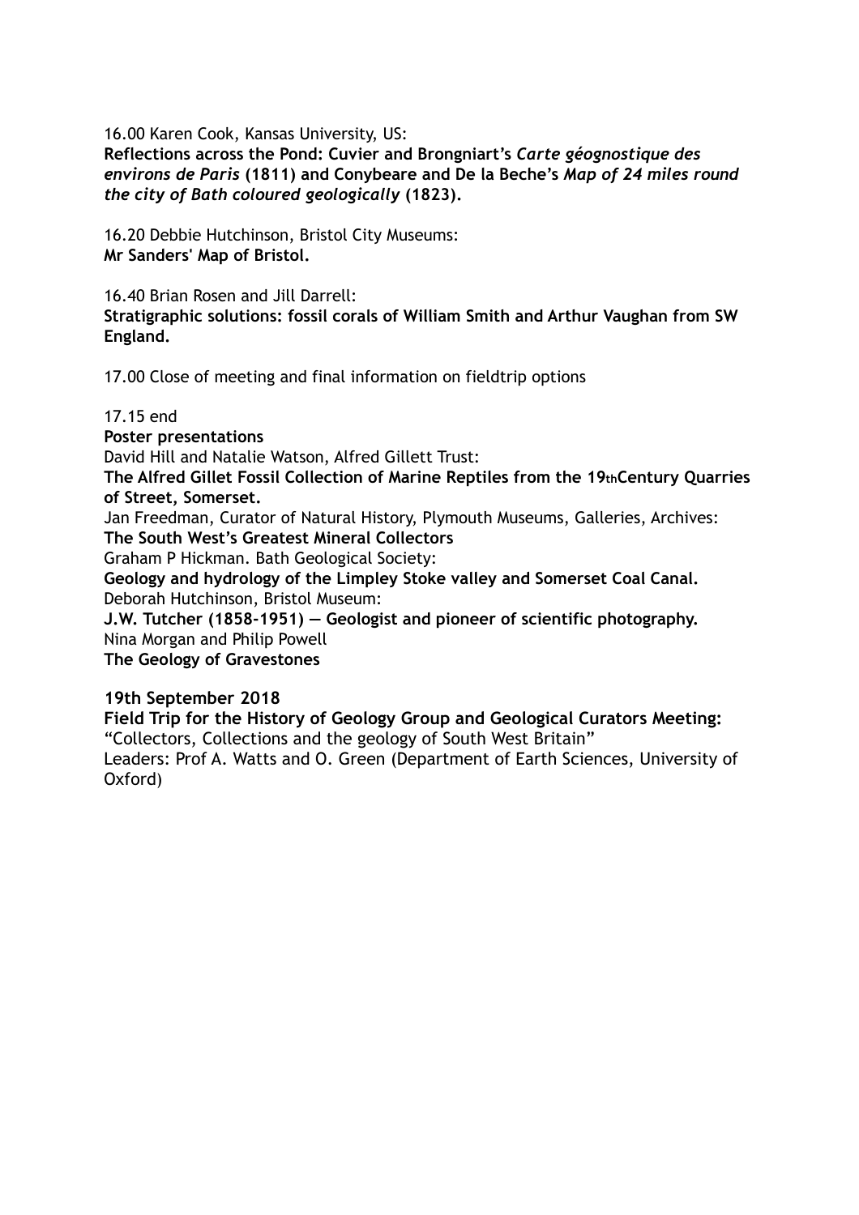16.00 Karen Cook, Kansas University, US:
**Reflections across the Pond: Cuvier and Brongniart's *Carte géognostique des environs de Paris* (1811) and Conybeare and De la Beche's *Map of 24 miles round the city of Bath coloured geologically* (1823).**

16.20 Debbie Hutchinson, Bristol City Museums:
**Mr Sanders' Map of Bristol.**

16.40 Brian Rosen and Jill Darrell:
**Stratigraphic solutions: fossil corals of William Smith and Arthur Vaughan from SW England.**

17.00 Close of meeting and final information on fieldtrip options

17.15 end

**Poster presentations**

David Hill and Natalie Watson, Alfred Gillett Trust:
**The Alfred Gillet Fossil Collection of Marine Reptiles from the 19th Century Quarries of Street, Somerset.**

Jan Freedman, Curator of Natural History, Plymouth Museums, Galleries, Archives:
**The South West's Greatest Mineral Collectors**

Graham P Hickman. Bath Geological Society:
**Geology and hydrology of the Limpley Stoke valley and Somerset Coal Canal.**

Deborah Hutchinson, Bristol Museum:
**J.W. Tutcher (1858-1951) — Geologist and pioneer of scientific photography.**

Nina Morgan and Philip Powell
**The Geology of Gravestones**

**19th September 2018**

**Field Trip for the History of Geology Group and Geological Curators Meeting:**
"Collectors, Collections and the geology of South West Britain"
Leaders: Prof A. Watts and O. Green (Department of Earth Sciences, University of Oxford)